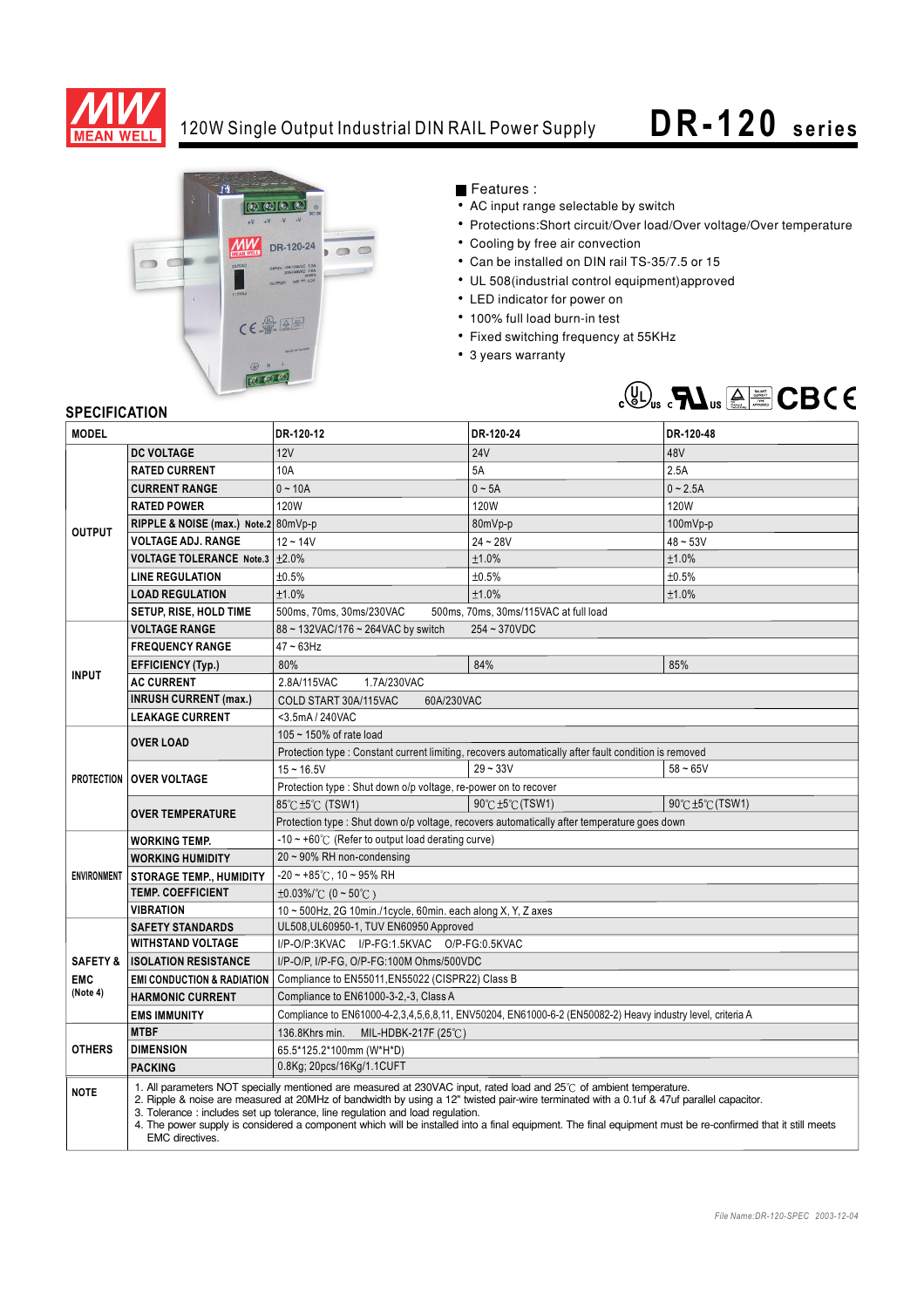# 120W Single Output Industrial DIN RAIL Power Supply

## DR-120 series

■ Features :

- AC input range selectable by switch
- Protections:Short circuit/Over load/Over voltage/Over temperature
- Cooling by free air convection
- Can be installed on DIN rail TS-35/7.5 or 15
- UL 508(industrial control equipment)approved
- LED indicator for power on
- 100% full load burn-in test
- Fixed switching frequency at 55KHz
- 3 years warranty

## SPECIFICATION

| MODEL | | DR-120-12 | DR-120-24 | DR-120-48 |
|---|---|---|---|---|
| OUTPUT | DC VOLTAGE | 12V | 24V | 48V |
| | RATED CURRENT | 10A | 5A | 2.5A |
| | CURRENT RANGE | 0 ~ 10A | 0 ~ 5A | 0 ~ 2.5A |
| | RATED POWER | 120W | 120W | 120W |
| | RIPPLE & NOISE (max.) Note.2 | 80mVp-p | 80mVp-p | 100mVp-p |
| | VOLTAGE ADJ. RANGE | 12 ~ 14V | 24 ~ 28V | 48 ~ 53V |
| | VOLTAGE TOLERANCE Note.3 | ±2.0% | ±1.0% | ±1.0% |
| | LINE REGULATION | ±0.5% | ±0.5% | ±0.5% |
| | LOAD REGULATION | ±1.0% | ±1.0% | ±1.0% |
| | SETUP, RISE, HOLD TIME | 500ms, 70ms, 30ms/230VAC 500ms, 70ms, 30ms/115VAC at full load | | |
| INPUT | VOLTAGE RANGE | 88 ~ 132VAC/176 ~ 264VAC by switch 254 ~ 370VDC | | |
| | FREQUENCY RANGE | 47 ~ 63Hz | | |
| | EFFICIENCY (Typ.) | 80% | 84% | 85% |
| | AC CURRENT | 2.8A/115VAC 1.7A/230VAC | | |
| | INRUSH CURRENT (max.) | COLD START 30A/115VAC 60A/230VAC | | |
| | LEAKAGE CURRENT | <3.5mA / 240VAC | | |
| PROTECTION | OVER LOAD | 105 ~ 150% of rate load | | |
| | | Protection type : Constant current limiting, recovers automatically after fault condition is removed | | |
| | OVER VOLTAGE | 15 ~ 16.5V | 29 ~ 33V | 58 ~ 65V |
| | | Protection type : Shut down o/p voltage, re-power on to recover | | |
| | OVER TEMPERATURE | 85℃±5℃ (TSW1) | 90℃±5℃(TSW1) | 90℃±5℃(TSW1) |
| | | Protection type : Shut down o/p voltage, recovers automatically after temperature goes down | | |
| ENVIRONMENT | WORKING TEMP. | -10 ~ +60℃ (Refer to output load derating curve) | | |
| | WORKING HUMIDITY | 20 ~ 90% RH non-condensing | | |
| | STORAGE TEMP., HUMIDITY | -20 ~ +85℃, 10 ~ 95% RH | | |
| | TEMP. COEFFICIENT | ±0.03%/℃ (0 ~ 50℃) | | |
| | VIBRATION | 10 ~ 500Hz, 2G 10min./1cycle, 60min. each along X, Y, Z axes | | |
| SAFETY & EMC (Note 4) | SAFETY STANDARDS | UL508,UL60950-1, TUV EN60950 Approved | | |
| | WITHSTAND VOLTAGE | I/P-O/P:3KVAC I/P-FG:1.5KVAC O/P-FG:0.5KVAC | | |
| | ISOLATION RESISTANCE | I/P-O/P, I/P-FG, O/P-FG:100M Ohms/500VDC | | |
| | EMI CONDUCTION & RADIATION | Compliance to EN55011,EN55022 (CISPR22) Class B | | |
| | HARMONIC CURRENT | Compliance to EN61000-3-2,-3, Class A | | |
| | EMS IMMUNITY | Compliance to EN61000-4-2,3,4,5,6,8,11, ENV50204, EN61000-6-2 (EN50082-2) Heavy industry level, criteria A | | |
| OTHERS | MTBF | 136.8Khrs min. MIL-HDBK-217F (25℃) | | |
| | DIMENSION | 65.5*125.2*100mm (W*H*D) | | |
| | PACKING | 0.8Kg; 20pcs/16Kg/1.1CUFT | | |

**NOTE**

1. All parameters NOT specially mentioned are measured at 230VAC input, rated load and 25℃ of ambient temperature.
2. Ripple & noise are measured at 20MHz of bandwidth by using a 12" twisted pair-wire terminated with a 0.1uf & 47uf parallel capacitor.
3. Tolerance : includes set up tolerance, line regulation and load regulation.
4. The power supply is considered a component which will be installed into a final equipment. The final equipment must be re-confirmed that it still meets EMC directives.

*File Name:DR-120-SPEC 2003-12-04*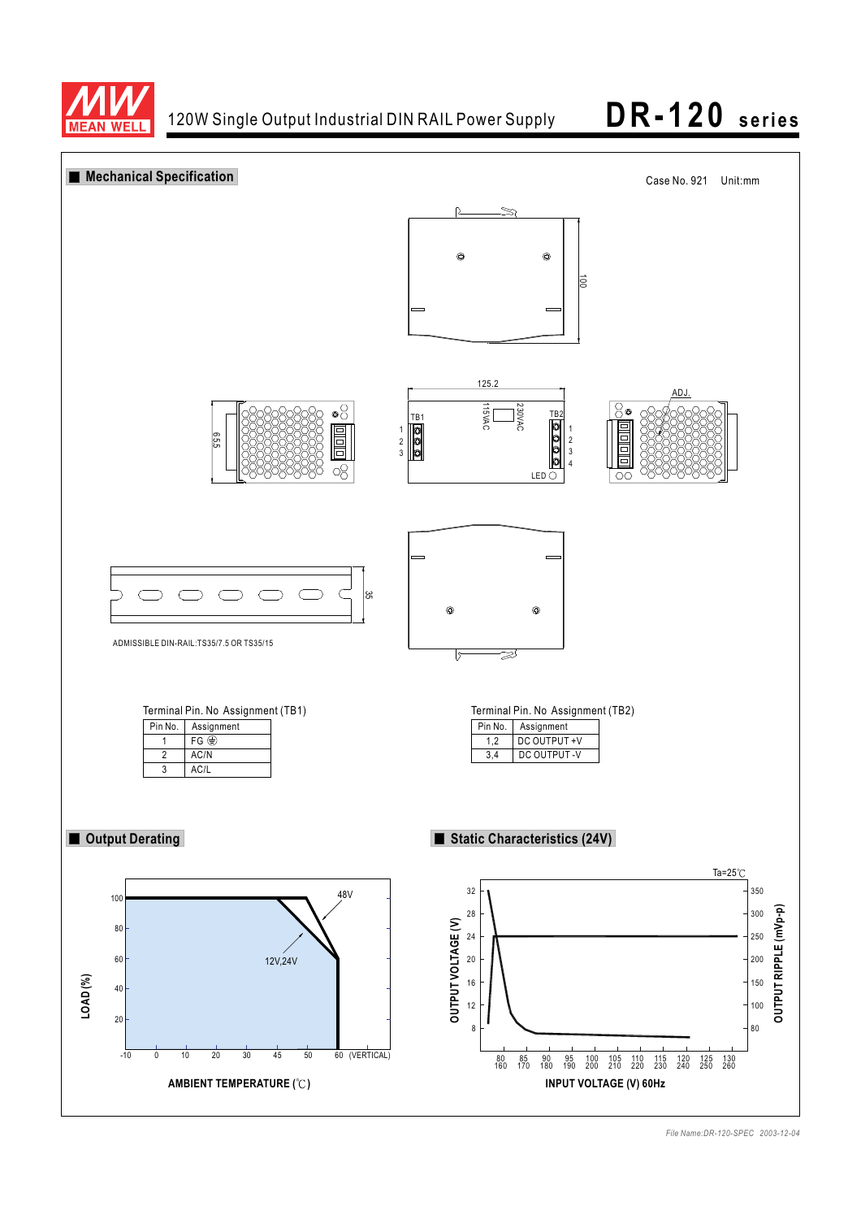# 120W Single Output Industrial DIN RAIL Power Supply — DR-120 series

## Mechanical Specification

Case No. 921 Unit:mm

100

125.2

65.5

TB1 1 2 3

115VAC 230VAC

TB2 1 2 3 4

LED

ADJ.

35

ADMISSIBLE DIN-RAIL:TS35/7.5 OR TS35/15

Terminal Pin. No Assignment (TB1)

| Pin No. | Assignment |
|---|---|
| 1 | FG ⏚ |
| 2 | AC/N |
| 3 | AC/L |

Terminal Pin. No Assignment (TB2)

| Pin No. | Assignment |
|---|---|
| 1,2 | DC OUTPUT +V |
| 3,4 | DC OUTPUT -V |

## Output Derating

LOAD (%)

100
80
60
40
20

48V

12V,24V

-10 0 10 20 30 45 50 60 (VERTICAL)

AMBIENT TEMPERATURE (℃)

## Static Characteristics (24V)

Ta=25℃

OUTPUT VOLTAGE (V)

32
28
24
20
16
12
8

OUTPUT RIPPLE (mVp-p)

350
300
250
200
150
100
80

80 85 90 95 100 105 110 115 120 125 130

160 170 180 190 200 210 220 230 240 250 260

INPUT VOLTAGE (V) 60Hz

*File Name:DR-120-SPEC 2003-12-04*